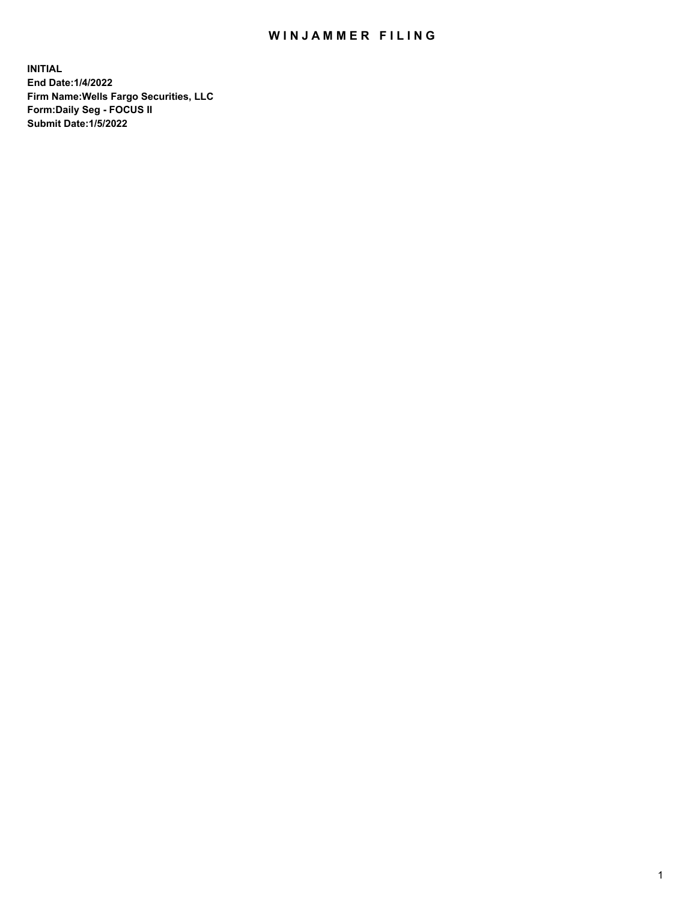# WINJAMMER FILING

**INITIAL**
**End Date:1/4/2022**
**Firm Name:Wells Fargo Securities, LLC**
**Form:Daily Seg - FOCUS II**
**Submit Date:1/5/2022**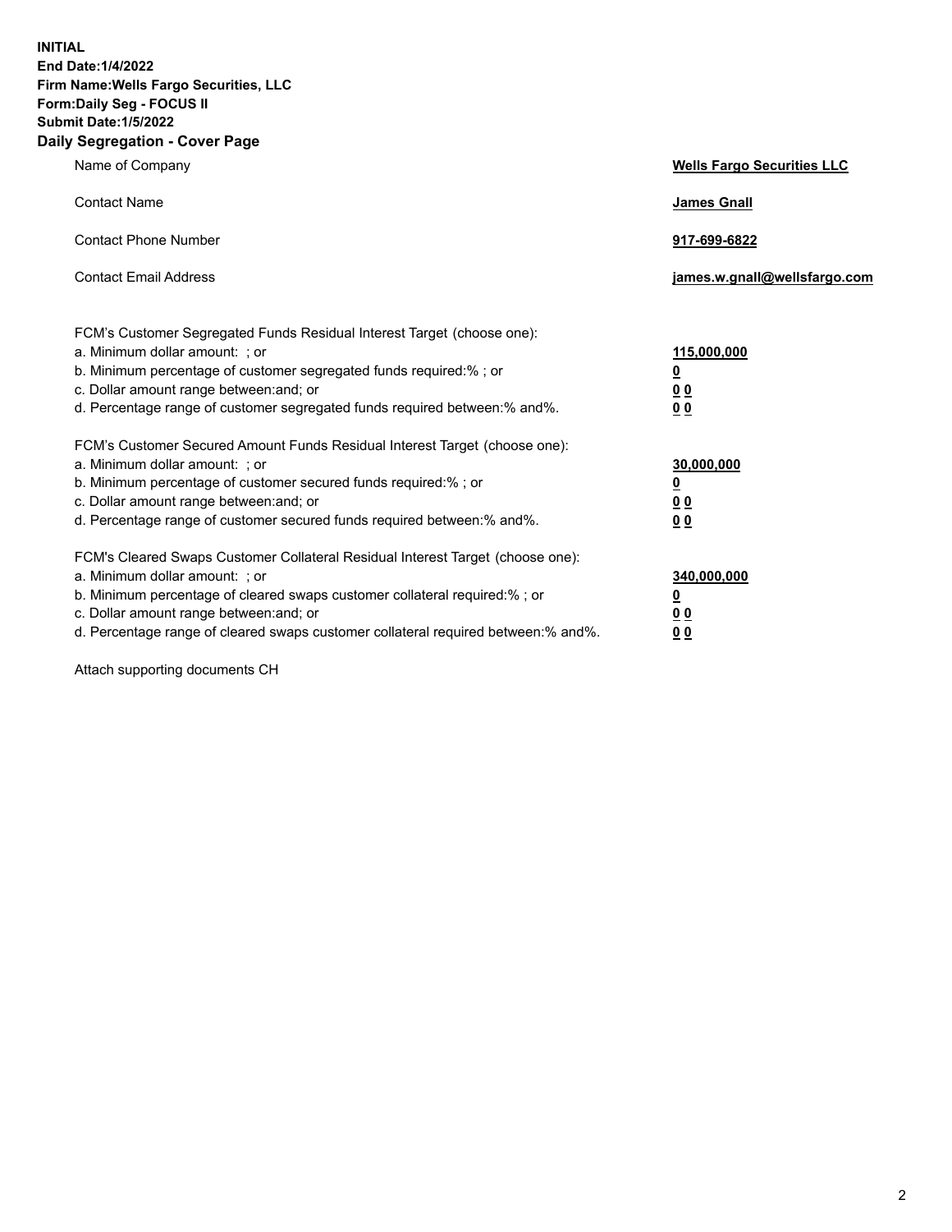**INITIAL**
**End Date:1/4/2022**
**Firm Name:Wells Fargo Securities, LLC**
**Form:Daily Seg - FOCUS II**
**Submit Date:1/5/2022**

## Daily Segregation - Cover Page

| | |
|---|---|
| Name of Company | **Wells Fargo Securities LLC** |
| Contact Name | **James Gnall** |
| Contact Phone Number | **917-699-6822** |
| Contact Email Address | **james.w.gnall@wellsfargo.com** |

| | |
|---|---|
| FCM's Customer Segregated Funds Residual Interest Target (choose one): | |
| a. Minimum dollar amount: ; or | **115,000,000** |
| b. Minimum percentage of customer segregated funds required:% ; or | **0** |
| c. Dollar amount range between:and; or | **0 0** |
| d. Percentage range of customer segregated funds required between:% and%. | **0 0** |
| FCM's Customer Secured Amount Funds Residual Interest Target (choose one): | |
| a. Minimum dollar amount: ; or | **30,000,000** |
| b. Minimum percentage of customer secured funds required:% ; or | **0** |
| c. Dollar amount range between:and; or | **0 0** |
| d. Percentage range of customer secured funds required between:% and%. | **0 0** |
| FCM's Cleared Swaps Customer Collateral Residual Interest Target (choose one): | |
| a. Minimum dollar amount: ; or | **340,000,000** |
| b. Minimum percentage of cleared swaps customer collateral required:% ; or | **0** |
| c. Dollar amount range between:and; or | **0 0** |
| d. Percentage range of cleared swaps customer collateral required between:% and%. | **0 0** |

Attach supporting documents CH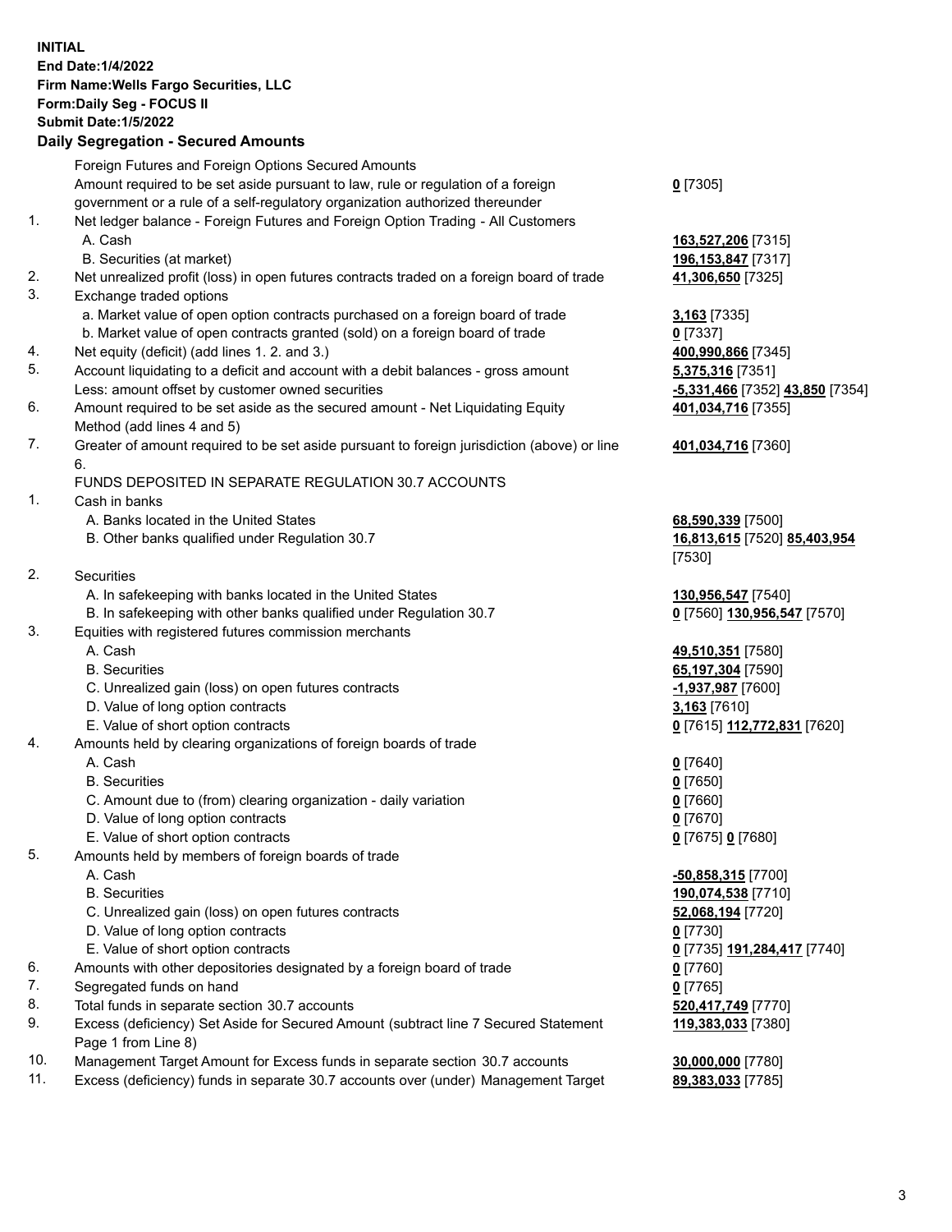**INITIAL**
**End Date:1/4/2022**
**Firm Name:Wells Fargo Securities, LLC**
**Form:Daily Seg - FOCUS II**
**Submit Date:1/5/2022**

## Daily Segregation - Secured Amounts

| | | |
|---|---|---|
| | Foreign Futures and Foreign Options Secured Amounts | |
| | Amount required to be set aside pursuant to law, rule or regulation of a foreign government or a rule of a self-regulatory organization authorized thereunder | **0** [7305] |
| 1. | Net ledger balance - Foreign Futures and Foreign Option Trading - All Customers | |
| | A. Cash | **163,527,206** [7315] |
| | B. Securities (at market) | **196,153,847** [7317] |
| 2. | Net unrealized profit (loss) in open futures contracts traded on a foreign board of trade | **41,306,650** [7325] |
| 3. | Exchange traded options | |
| | a. Market value of open option contracts purchased on a foreign board of trade | **3,163** [7335] |
| | b. Market value of open contracts granted (sold) on a foreign board of trade | **0** [7337] |
| 4. | Net equity (deficit) (add lines 1. 2. and 3.) | **400,990,866** [7345] |
| 5. | Account liquidating to a deficit and account with a debit balances - gross amount | **5,375,316** [7351] |
| | Less: amount offset by customer owned securities | **-5,331,466** [7352] **43,850** [7354] |
| 6. | Amount required to be set aside as the secured amount - Net Liquidating Equity Method (add lines 4 and 5) | **401,034,716** [7355] |
| 7. | Greater of amount required to be set aside pursuant to foreign jurisdiction (above) or line 6. | **401,034,716** [7360] |
| | FUNDS DEPOSITED IN SEPARATE REGULATION 30.7 ACCOUNTS | |
| 1. | Cash in banks | |
| | A. Banks located in the United States | **68,590,339** [7500] |
| | B. Other banks qualified under Regulation 30.7 | **16,813,615** [7520] **85,403,954** [7530] |
| 2. | Securities | |
| | A. In safekeeping with banks located in the United States | **130,956,547** [7540] |
| | B. In safekeeping with other banks qualified under Regulation 30.7 | **0** [7560] **130,956,547** [7570] |
| 3. | Equities with registered futures commission merchants | |
| | A. Cash | **49,510,351** [7580] |
| | B. Securities | **65,197,304** [7590] |
| | C. Unrealized gain (loss) on open futures contracts | **-1,937,987** [7600] |
| | D. Value of long option contracts | **3,163** [7610] |
| | E. Value of short option contracts | **0** [7615] **112,772,831** [7620] |
| 4. | Amounts held by clearing organizations of foreign boards of trade | |
| | A. Cash | **0** [7640] |
| | B. Securities | **0** [7650] |
| | C. Amount due to (from) clearing organization - daily variation | **0** [7660] |
| | D. Value of long option contracts | **0** [7670] |
| | E. Value of short option contracts | **0** [7675] **0** [7680] |
| 5. | Amounts held by members of foreign boards of trade | |
| | A. Cash | **-50,858,315** [7700] |
| | B. Securities | **190,074,538** [7710] |
| | C. Unrealized gain (loss) on open futures contracts | **52,068,194** [7720] |
| | D. Value of long option contracts | **0** [7730] |
| | E. Value of short option contracts | **0** [7735] **191,284,417** [7740] |
| 6. | Amounts with other depositories designated by a foreign board of trade | **0** [7760] |
| 7. | Segregated funds on hand | **0** [7765] |
| 8. | Total funds in separate section 30.7 accounts | **520,417,749** [7770] |
| 9. | Excess (deficiency) Set Aside for Secured Amount (subtract line 7 Secured Statement Page 1 from Line 8) | **119,383,033** [7380] |
| 10. | Management Target Amount for Excess funds in separate section 30.7 accounts | **30,000,000** [7780] |
| 11. | Excess (deficiency) funds in separate 30.7 accounts over (under) Management Target | **89,383,033** [7785] |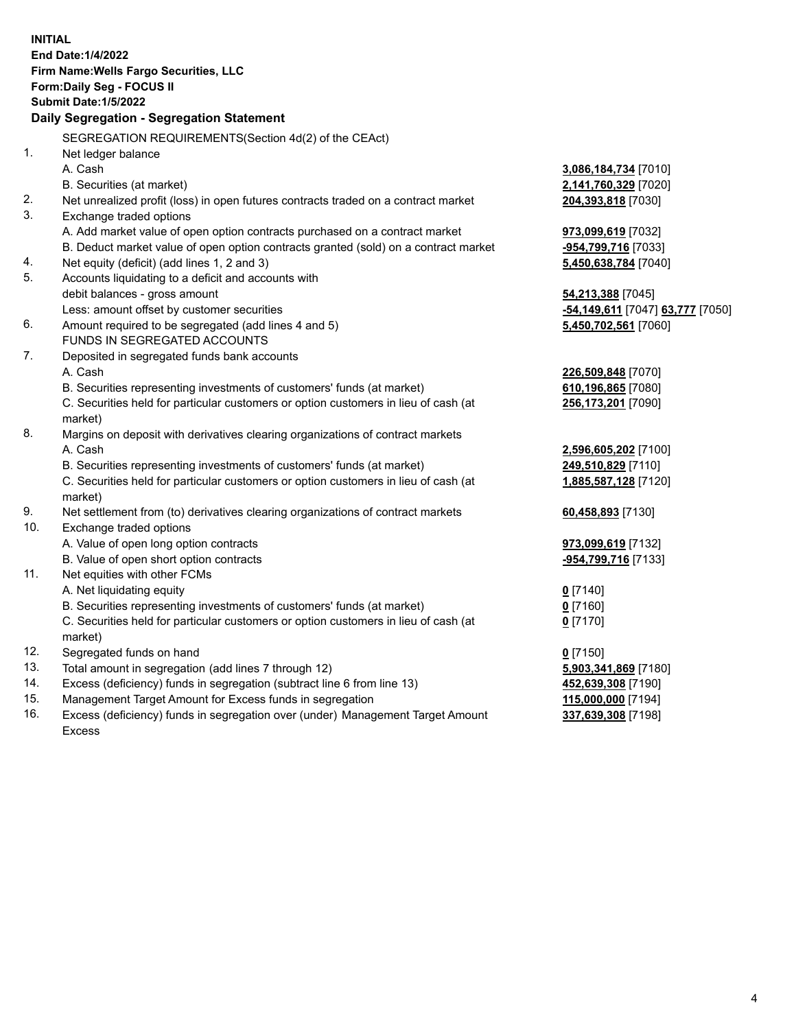**INITIAL**
**End Date:1/4/2022**
**Firm Name:Wells Fargo Securities, LLC**
**Form:Daily Seg - FOCUS II**
**Submit Date:1/5/2022**

## Daily Segregation - Segregation Statement

SEGREGATION REQUIREMENTS(Section 4d(2) of the CEAct)

| | | |
|---|---|---|
| 1. | Net ledger balance | |
| | A. Cash | **3,086,184,734** [7010] |
| | B. Securities (at market) | **2,141,760,329** [7020] |
| 2. | Net unrealized profit (loss) in open futures contracts traded on a contract market | **204,393,818** [7030] |
| 3. | Exchange traded options | |
| | A. Add market value of open option contracts purchased on a contract market | **973,099,619** [7032] |
| | B. Deduct market value of open option contracts granted (sold) on a contract market | **-954,799,716** [7033] |
| 4. | Net equity (deficit) (add lines 1, 2 and 3) | **5,450,638,784** [7040] |
| 5. | Accounts liquidating to a deficit and accounts with debit balances - gross amount | **54,213,388** [7045] |
| | Less: amount offset by customer securities | **-54,149,611** [7047] **63,777** [7050] |
| 6. | Amount required to be segregated (add lines 4 and 5) | **5,450,702,561** [7060] |
| | FUNDS IN SEGREGATED ACCOUNTS | |
| 7. | Deposited in segregated funds bank accounts | |
| | A. Cash | **226,509,848** [7070] |
| | B. Securities representing investments of customers' funds (at market) | **610,196,865** [7080] |
| | C. Securities held for particular customers or option customers in lieu of cash (at market) | **256,173,201** [7090] |
| 8. | Margins on deposit with derivatives clearing organizations of contract markets | |
| | A. Cash | **2,596,605,202** [7100] |
| | B. Securities representing investments of customers' funds (at market) | **249,510,829** [7110] |
| | C. Securities held for particular customers or option customers in lieu of cash (at market) | **1,885,587,128** [7120] |
| 9. | Net settlement from (to) derivatives clearing organizations of contract markets | **60,458,893** [7130] |
| 10. | Exchange traded options | |
| | A. Value of open long option contracts | **973,099,619** [7132] |
| | B. Value of open short option contracts | **-954,799,716** [7133] |
| 11. | Net equities with other FCMs | |
| | A. Net liquidating equity | **0** [7140] |
| | B. Securities representing investments of customers' funds (at market) | **0** [7160] |
| | C. Securities held for particular customers or option customers in lieu of cash (at market) | **0** [7170] |
| 12. | Segregated funds on hand | **0** [7150] |
| 13. | Total amount in segregation (add lines 7 through 12) | **5,903,341,869** [7180] |
| 14. | Excess (deficiency) funds in segregation (subtract line 6 from line 13) | **452,639,308** [7190] |
| 15. | Management Target Amount for Excess funds in segregation | **115,000,000** [7194] |
| 16. | Excess (deficiency) funds in segregation over (under) Management Target Amount Excess | **337,639,308** [7198] |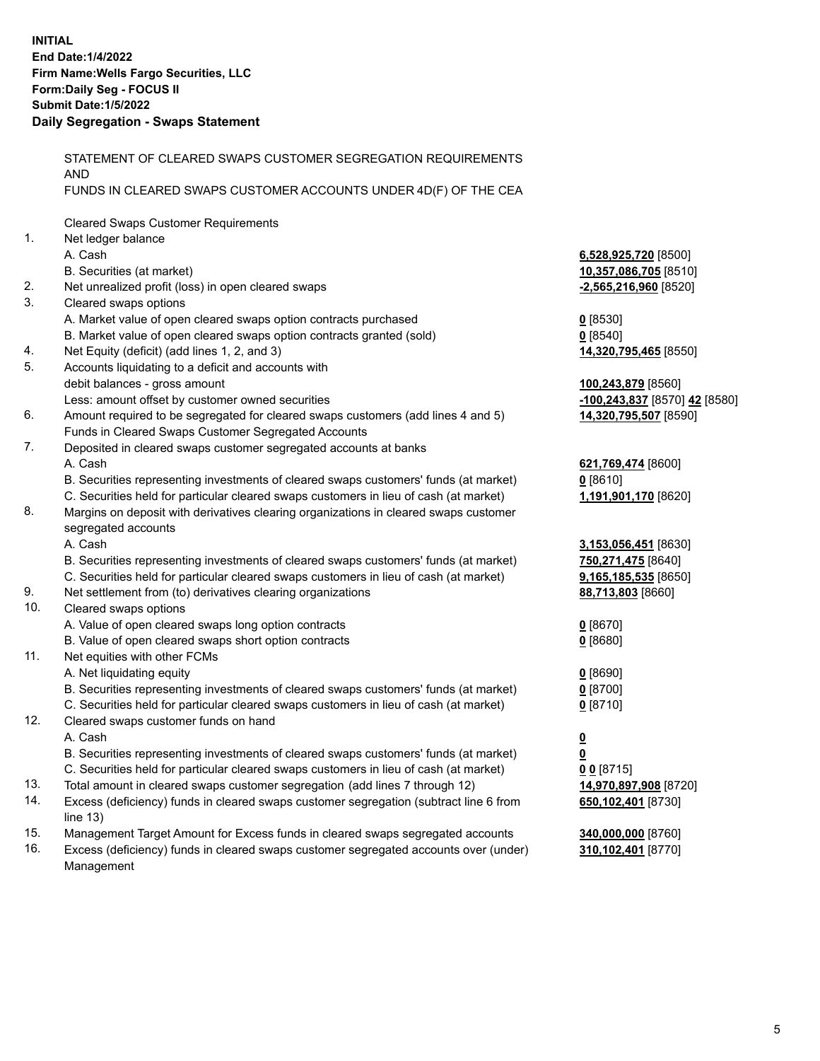**INITIAL**
**End Date:1/4/2022**
**Firm Name:Wells Fargo Securities, LLC**
**Form:Daily Seg - FOCUS II**
**Submit Date:1/5/2022**
**Daily Segregation - Swaps Statement**

STATEMENT OF CLEARED SWAPS CUSTOMER SEGREGATION REQUIREMENTS AND
FUNDS IN CLEARED SWAPS CUSTOMER ACCOUNTS UNDER 4D(F) OF THE CEA

| | | |
|---|---|---|
| | Cleared Swaps Customer Requirements | |
| 1. | Net ledger balance | |
| | A. Cash | **6,528,925,720** [8500] |
| | B. Securities (at market) | **10,357,086,705** [8510] |
| 2. | Net unrealized profit (loss) in open cleared swaps | **-2,565,216,960** [8520] |
| 3. | Cleared swaps options | |
| | A. Market value of open cleared swaps option contracts purchased | **0** [8530] |
| | B. Market value of open cleared swaps option contracts granted (sold) | **0** [8540] |
| 4. | Net Equity (deficit) (add lines 1, 2, and 3) | **14,320,795,465** [8550] |
| 5. | Accounts liquidating to a deficit and accounts with debit balances - gross amount | **100,243,879** [8560] |
| | Less: amount offset by customer owned securities | **-100,243,837** [8570] **42** [8580] |
| 6. | Amount required to be segregated for cleared swaps customers (add lines 4 and 5) | **14,320,795,507** [8590] |
| | Funds in Cleared Swaps Customer Segregated Accounts | |
| 7. | Deposited in cleared swaps customer segregated accounts at banks | |
| | A. Cash | **621,769,474** [8600] |
| | B. Securities representing investments of cleared swaps customers' funds (at market) | **0** [8610] |
| | C. Securities held for particular cleared swaps customers in lieu of cash (at market) | **1,191,901,170** [8620] |
| 8. | Margins on deposit with derivatives clearing organizations in cleared swaps customer segregated accounts | |
| | A. Cash | **3,153,056,451** [8630] |
| | B. Securities representing investments of cleared swaps customers' funds (at market) | **750,271,475** [8640] |
| | C. Securities held for particular cleared swaps customers in lieu of cash (at market) | **9,165,185,535** [8650] |
| 9. | Net settlement from (to) derivatives clearing organizations | **88,713,803** [8660] |
| 10. | Cleared swaps options | |
| | A. Value of open cleared swaps long option contracts | **0** [8670] |
| | B. Value of open cleared swaps short option contracts | **0** [8680] |
| 11. | Net equities with other FCMs | |
| | A. Net liquidating equity | **0** [8690] |
| | B. Securities representing investments of cleared swaps customers' funds (at market) | **0** [8700] |
| | C. Securities held for particular cleared swaps customers in lieu of cash (at market) | **0** [8710] |
| 12. | Cleared swaps customer funds on hand | |
| | A. Cash | **0** |
| | B. Securities representing investments of cleared swaps customers' funds (at market) | **0** |
| | C. Securities held for particular cleared swaps customers in lieu of cash (at market) | **0** **0** [8715] |
| 13. | Total amount in cleared swaps customer segregation (add lines 7 through 12) | **14,970,897,908** [8720] |
| 14. | Excess (deficiency) funds in cleared swaps customer segregation (subtract line 6 from line 13) | **650,102,401** [8730] |
| 15. | Management Target Amount for Excess funds in cleared swaps segregated accounts | **340,000,000** [8760] |
| 16. | Excess (deficiency) funds in cleared swaps customer segregated accounts over (under) Management | **310,102,401** [8770] |